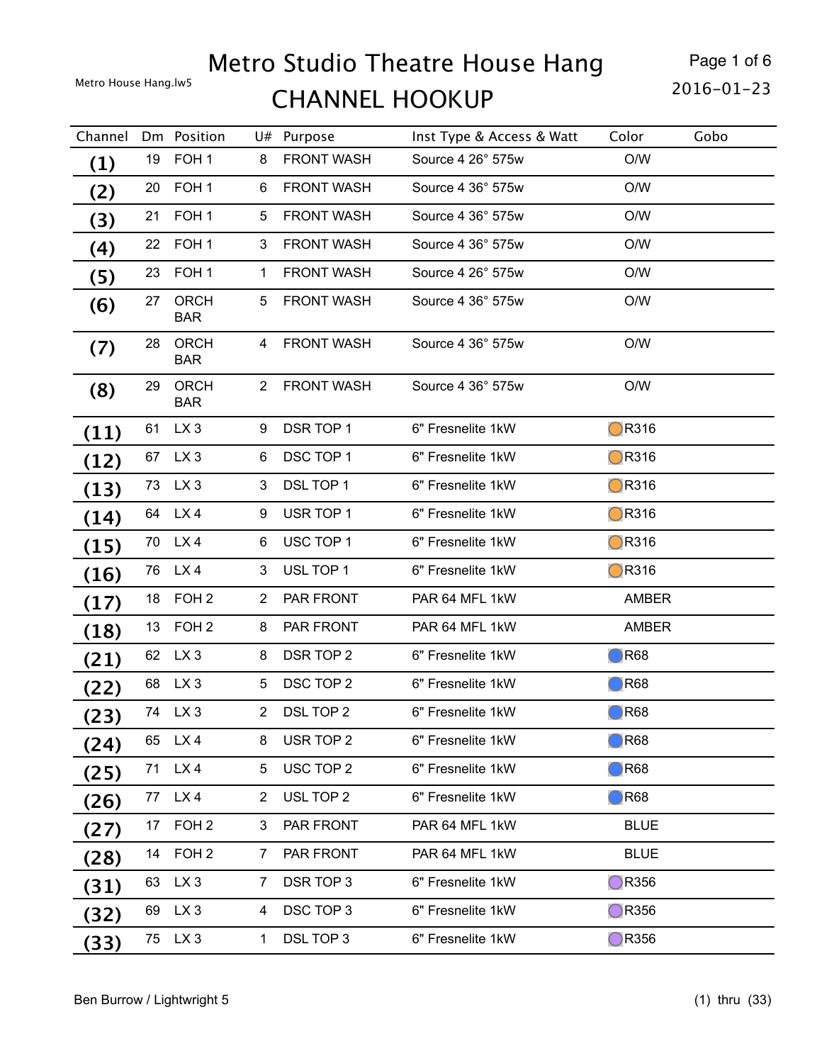# Metro Studio Theatre House Hang

## CHANNEL HOOKUP

Metro House Hang.lw5

2016-01-23

| Channel | Dm | Position | U# | Purpose | Inst Type & Access & Watt | Color | Gobo |
|---|---|---|---|---|---|---|---|
| (1) | 19 | FOH 1 | 8 | FRONT WASH | Source 4 26° 575w | O/W | |
| (2) | 20 | FOH 1 | 6 | FRONT WASH | Source 4 36° 575w | O/W | |
| (3) | 21 | FOH 1 | 5 | FRONT WASH | Source 4 36° 575w | O/W | |
| (4) | 22 | FOH 1 | 3 | FRONT WASH | Source 4 36° 575w | O/W | |
| (5) | 23 | FOH 1 | 1 | FRONT WASH | Source 4 26° 575w | O/W | |
| (6) | 27 | ORCH BAR | 5 | FRONT WASH | Source 4 36° 575w | O/W | |
| (7) | 28 | ORCH BAR | 4 | FRONT WASH | Source 4 36° 575w | O/W | |
| (8) | 29 | ORCH BAR | 2 | FRONT WASH | Source 4 36° 575w | O/W | |
| (11) | 61 | LX 3 | 9 | DSR TOP 1 | 6" Fresnelite 1kW | R316 | |
| (12) | 67 | LX 3 | 6 | DSC TOP 1 | 6" Fresnelite 1kW | R316 | |
| (13) | 73 | LX 3 | 3 | DSL TOP 1 | 6" Fresnelite 1kW | R316 | |
| (14) | 64 | LX 4 | 9 | USR TOP 1 | 6" Fresnelite 1kW | R316 | |
| (15) | 70 | LX 4 | 6 | USC TOP 1 | 6" Fresnelite 1kW | R316 | |
| (16) | 76 | LX 4 | 3 | USL TOP 1 | 6" Fresnelite 1kW | R316 | |
| (17) | 18 | FOH 2 | 2 | PAR FRONT | PAR 64 MFL 1kW | AMBER | |
| (18) | 13 | FOH 2 | 8 | PAR FRONT | PAR 64 MFL 1kW | AMBER | |
| (21) | 62 | LX 3 | 8 | DSR TOP 2 | 6" Fresnelite 1kW | R68 | |
| (22) | 68 | LX 3 | 5 | DSC TOP 2 | 6" Fresnelite 1kW | R68 | |
| (23) | 74 | LX 3 | 2 | DSL TOP 2 | 6" Fresnelite 1kW | R68 | |
| (24) | 65 | LX 4 | 8 | USR TOP 2 | 6" Fresnelite 1kW | R68 | |
| (25) | 71 | LX 4 | 5 | USC TOP 2 | 6" Fresnelite 1kW | R68 | |
| (26) | 77 | LX 4 | 2 | USL TOP 2 | 6" Fresnelite 1kW | R68 | |
| (27) | 17 | FOH 2 | 3 | PAR FRONT | PAR 64 MFL 1kW | BLUE | |
| (28) | 14 | FOH 2 | 7 | PAR FRONT | PAR 64 MFL 1kW | BLUE | |
| (31) | 63 | LX 3 | 7 | DSR TOP 3 | 6" Fresnelite 1kW | R356 | |
| (32) | 69 | LX 3 | 4 | DSC TOP 3 | 6" Fresnelite 1kW | R356 | |
| (33) | 75 | LX 3 | 1 | DSL TOP 3 | 6" Fresnelite 1kW | R356 | |

Ben Burrow / Lightwright 5

(1) thru (33)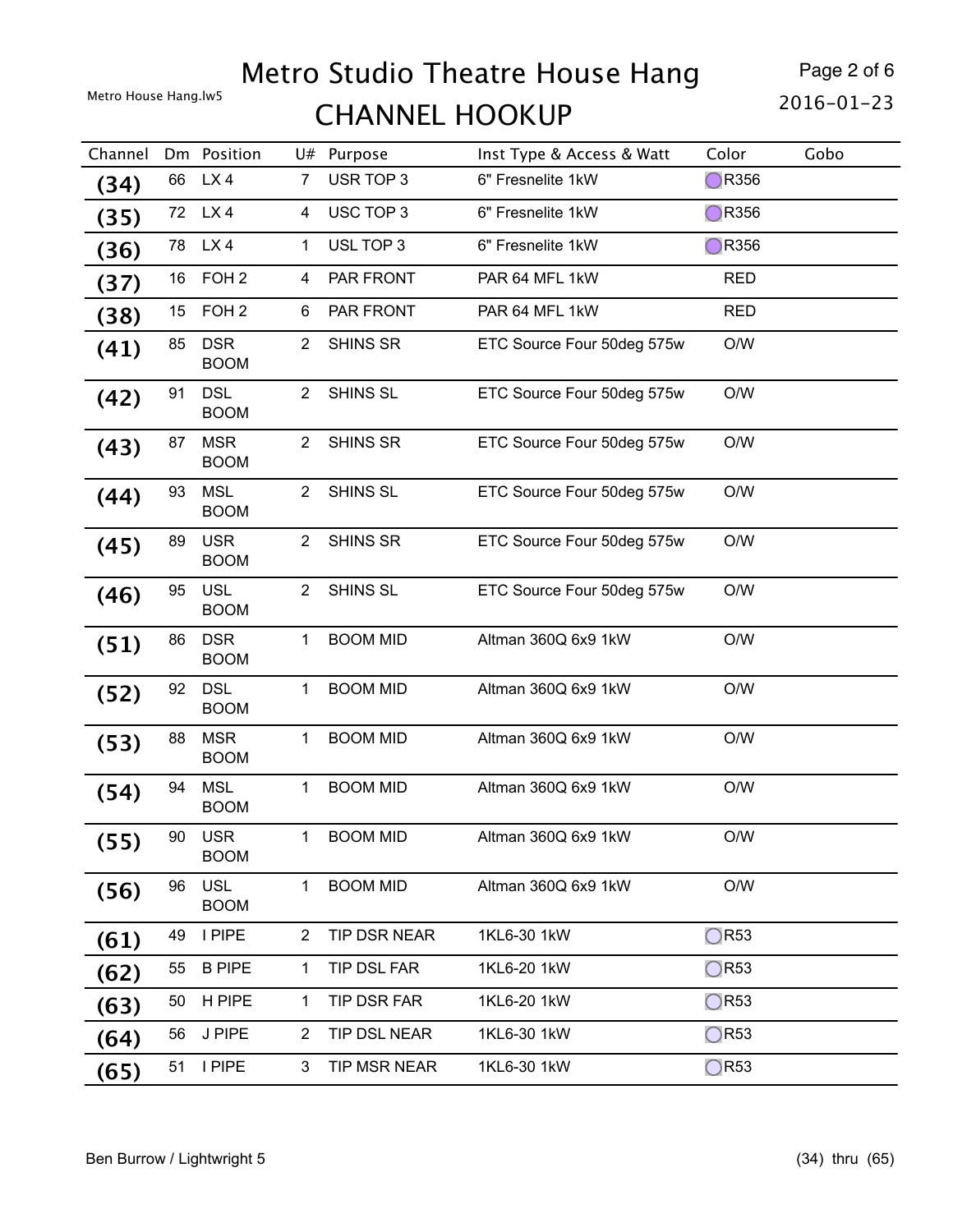# Metro Studio Theatre House Hang

## CHANNEL HOOKUP

| Channel | Dm | Position | U# | Purpose | Inst Type & Access & Watt | Color | Gobo |
|---|---|---|---|---|---|---|---|
| (34) | 66 | LX 4 | 7 | USR TOP 3 | 6" Fresnelite 1kW | R356 | |
| (35) | 72 | LX 4 | 4 | USC TOP 3 | 6" Fresnelite 1kW | R356 | |
| (36) | 78 | LX 4 | 1 | USL TOP 3 | 6" Fresnelite 1kW | R356 | |
| (37) | 16 | FOH 2 | 4 | PAR FRONT | PAR 64 MFL 1kW | RED | |
| (38) | 15 | FOH 2 | 6 | PAR FRONT | PAR 64 MFL 1kW | RED | |
| (41) | 85 | DSR BOOM | 2 | SHINS SR | ETC Source Four 50deg 575w | O/W | |
| (42) | 91 | DSL BOOM | 2 | SHINS SL | ETC Source Four 50deg 575w | O/W | |
| (43) | 87 | MSR BOOM | 2 | SHINS SR | ETC Source Four 50deg 575w | O/W | |
| (44) | 93 | MSL BOOM | 2 | SHINS SL | ETC Source Four 50deg 575w | O/W | |
| (45) | 89 | USR BOOM | 2 | SHINS SR | ETC Source Four 50deg 575w | O/W | |
| (46) | 95 | USL BOOM | 2 | SHINS SL | ETC Source Four 50deg 575w | O/W | |
| (51) | 86 | DSR BOOM | 1 | BOOM MID | Altman 360Q 6x9 1kW | O/W | |
| (52) | 92 | DSL BOOM | 1 | BOOM MID | Altman 360Q 6x9 1kW | O/W | |
| (53) | 88 | MSR BOOM | 1 | BOOM MID | Altman 360Q 6x9 1kW | O/W | |
| (54) | 94 | MSL BOOM | 1 | BOOM MID | Altman 360Q 6x9 1kW | O/W | |
| (55) | 90 | USR BOOM | 1 | BOOM MID | Altman 360Q 6x9 1kW | O/W | |
| (56) | 96 | USL BOOM | 1 | BOOM MID | Altman 360Q 6x9 1kW | O/W | |
| (61) | 49 | I PIPE | 2 | TIP DSR NEAR | 1KL6-30 1kW | R53 | |
| (62) | 55 | B PIPE | 1 | TIP DSL FAR | 1KL6-20 1kW | R53 | |
| (63) | 50 | H PIPE | 1 | TIP DSR FAR | 1KL6-20 1kW | R53 | |
| (64) | 56 | J PIPE | 2 | TIP DSL NEAR | 1KL6-30 1kW | R53 | |
| (65) | 51 | I PIPE | 3 | TIP MSR NEAR | 1KL6-30 1kW | R53 | |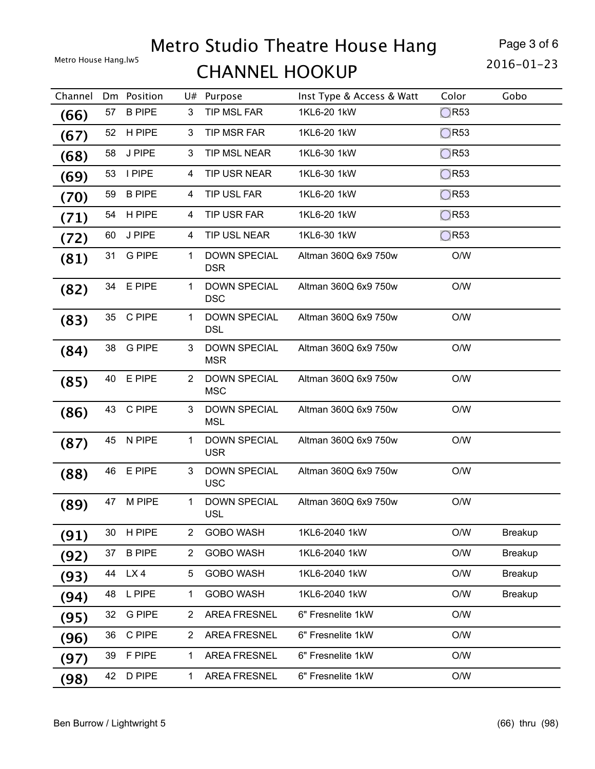# Metro Studio Theatre House Hang

## CHANNEL HOOKUP

Metro House Hang.lw5

2016-01-23

| Channel | Dm | Position | U# | Purpose | Inst Type & Access & Watt | Color | Gobo |
|---|---|---|---|---|---|---|---|
| (66) | 57 | B PIPE | 3 | TIP MSL FAR | 1KL6-20 1kW | R53 | |
| (67) | 52 | H PIPE | 3 | TIP MSR FAR | 1KL6-20 1kW | R53 | |
| (68) | 58 | J PIPE | 3 | TIP MSL NEAR | 1KL6-30 1kW | R53 | |
| (69) | 53 | I PIPE | 4 | TIP USR NEAR | 1KL6-30 1kW | R53 | |
| (70) | 59 | B PIPE | 4 | TIP USL FAR | 1KL6-20 1kW | R53 | |
| (71) | 54 | H PIPE | 4 | TIP USR FAR | 1KL6-20 1kW | R53 | |
| (72) | 60 | J PIPE | 4 | TIP USL NEAR | 1KL6-30 1kW | R53 | |
| (81) | 31 | G PIPE | 1 | DOWN SPECIAL DSR | Altman 360Q 6x9 750w | O/W | |
| (82) | 34 | E PIPE | 1 | DOWN SPECIAL DSC | Altman 360Q 6x9 750w | O/W | |
| (83) | 35 | C PIPE | 1 | DOWN SPECIAL DSL | Altman 360Q 6x9 750w | O/W | |
| (84) | 38 | G PIPE | 3 | DOWN SPECIAL MSR | Altman 360Q 6x9 750w | O/W | |
| (85) | 40 | E PIPE | 2 | DOWN SPECIAL MSC | Altman 360Q 6x9 750w | O/W | |
| (86) | 43 | C PIPE | 3 | DOWN SPECIAL MSL | Altman 360Q 6x9 750w | O/W | |
| (87) | 45 | N PIPE | 1 | DOWN SPECIAL USR | Altman 360Q 6x9 750w | O/W | |
| (88) | 46 | E PIPE | 3 | DOWN SPECIAL USC | Altman 360Q 6x9 750w | O/W | |
| (89) | 47 | M PIPE | 1 | DOWN SPECIAL USL | Altman 360Q 6x9 750w | O/W | |
| (91) | 30 | H PIPE | 2 | GOBO WASH | 1KL6-2040 1kW | O/W | Breakup |
| (92) | 37 | B PIPE | 2 | GOBO WASH | 1KL6-2040 1kW | O/W | Breakup |
| (93) | 44 | LX 4 | 5 | GOBO WASH | 1KL6-2040 1kW | O/W | Breakup |
| (94) | 48 | L PIPE | 1 | GOBO WASH | 1KL6-2040 1kW | O/W | Breakup |
| (95) | 32 | G PIPE | 2 | AREA FRESNEL | 6" Fresnelite 1kW | O/W | |
| (96) | 36 | C PIPE | 2 | AREA FRESNEL | 6" Fresnelite 1kW | O/W | |
| (97) | 39 | F PIPE | 1 | AREA FRESNEL | 6" Fresnelite 1kW | O/W | |
| (98) | 42 | D PIPE | 1 | AREA FRESNEL | 6" Fresnelite 1kW | O/W | |

Ben Burrow / Lightwright 5

(66) thru (98)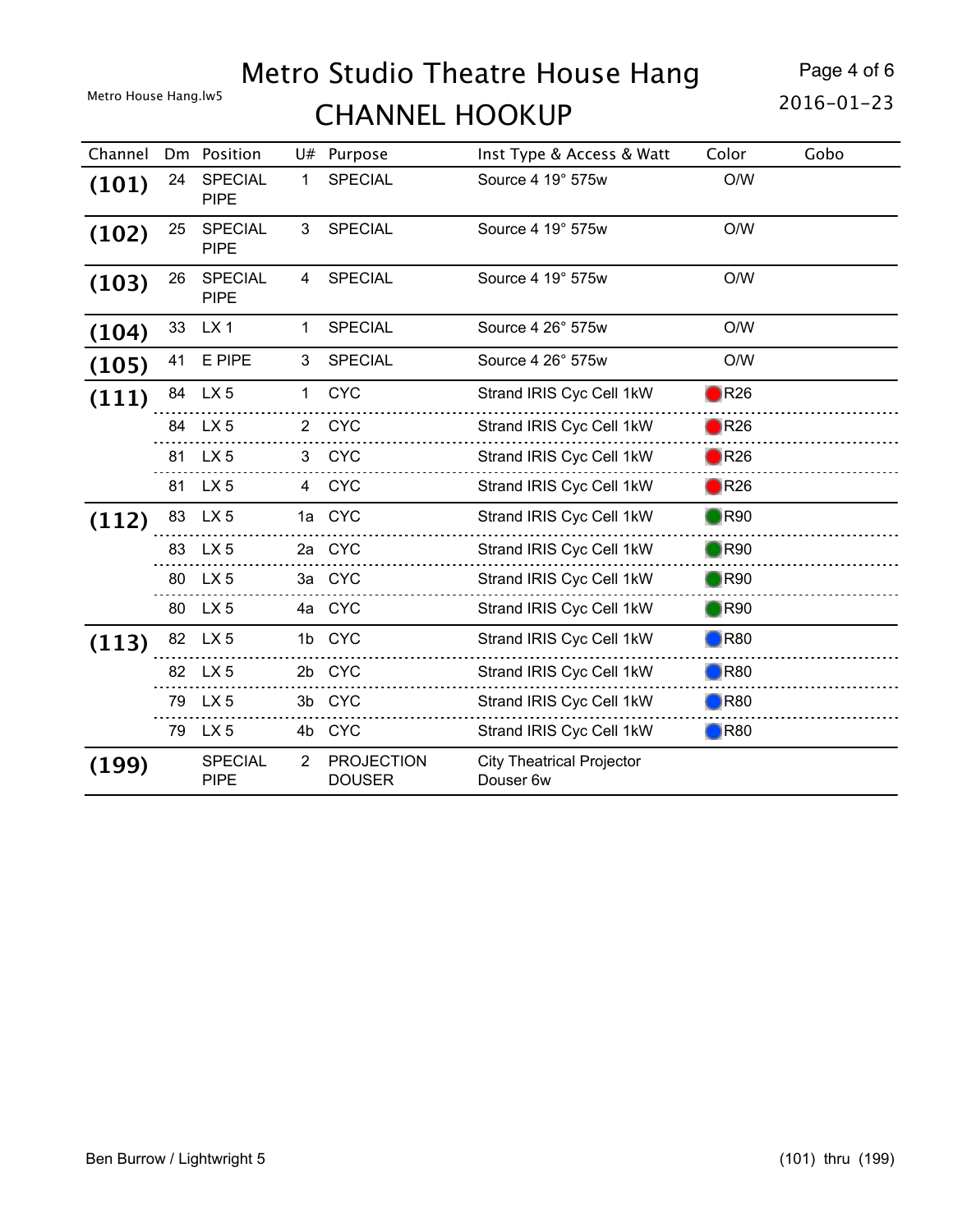# Metro Studio Theatre House Hang

## CHANNEL HOOKUP

| Channel | Dm | Position | U# | Purpose | Inst Type & Access & Watt | Color | Gobo |
|---|---|---|---|---|---|---|---|
| (101) | 24 | SPECIAL PIPE | 1 | SPECIAL | Source 4 19° 575w | O/W | |
| (102) | 25 | SPECIAL PIPE | 3 | SPECIAL | Source 4 19° 575w | O/W | |
| (103) | 26 | SPECIAL PIPE | 4 | SPECIAL | Source 4 19° 575w | O/W | |
| (104) | 33 | LX 1 | 1 | SPECIAL | Source 4 26° 575w | O/W | |
| (105) | 41 | E PIPE | 3 | SPECIAL | Source 4 26° 575w | O/W | |
| (111) | 84 | LX 5 | 1 | CYC | Strand IRIS Cyc Cell 1kW | R26 | |
| | 84 | LX 5 | 2 | CYC | Strand IRIS Cyc Cell 1kW | R26 | |
| | 81 | LX 5 | 3 | CYC | Strand IRIS Cyc Cell 1kW | R26 | |
| | 81 | LX 5 | 4 | CYC | Strand IRIS Cyc Cell 1kW | R26 | |
| (112) | 83 | LX 5 | 1a | CYC | Strand IRIS Cyc Cell 1kW | R90 | |
| | 83 | LX 5 | 2a | CYC | Strand IRIS Cyc Cell 1kW | R90 | |
| | 80 | LX 5 | 3a | CYC | Strand IRIS Cyc Cell 1kW | R90 | |
| | 80 | LX 5 | 4a | CYC | Strand IRIS Cyc Cell 1kW | R90 | |
| (113) | 82 | LX 5 | 1b | CYC | Strand IRIS Cyc Cell 1kW | R80 | |
| | 82 | LX 5 | 2b | CYC | Strand IRIS Cyc Cell 1kW | R80 | |
| | 79 | LX 5 | 3b | CYC | Strand IRIS Cyc Cell 1kW | R80 | |
| | 79 | LX 5 | 4b | CYC | Strand IRIS Cyc Cell 1kW | R80 | |
| (199) | | SPECIAL PIPE | 2 | PROJECTION DOUSER | City Theatrical Projector Douser 6w | | |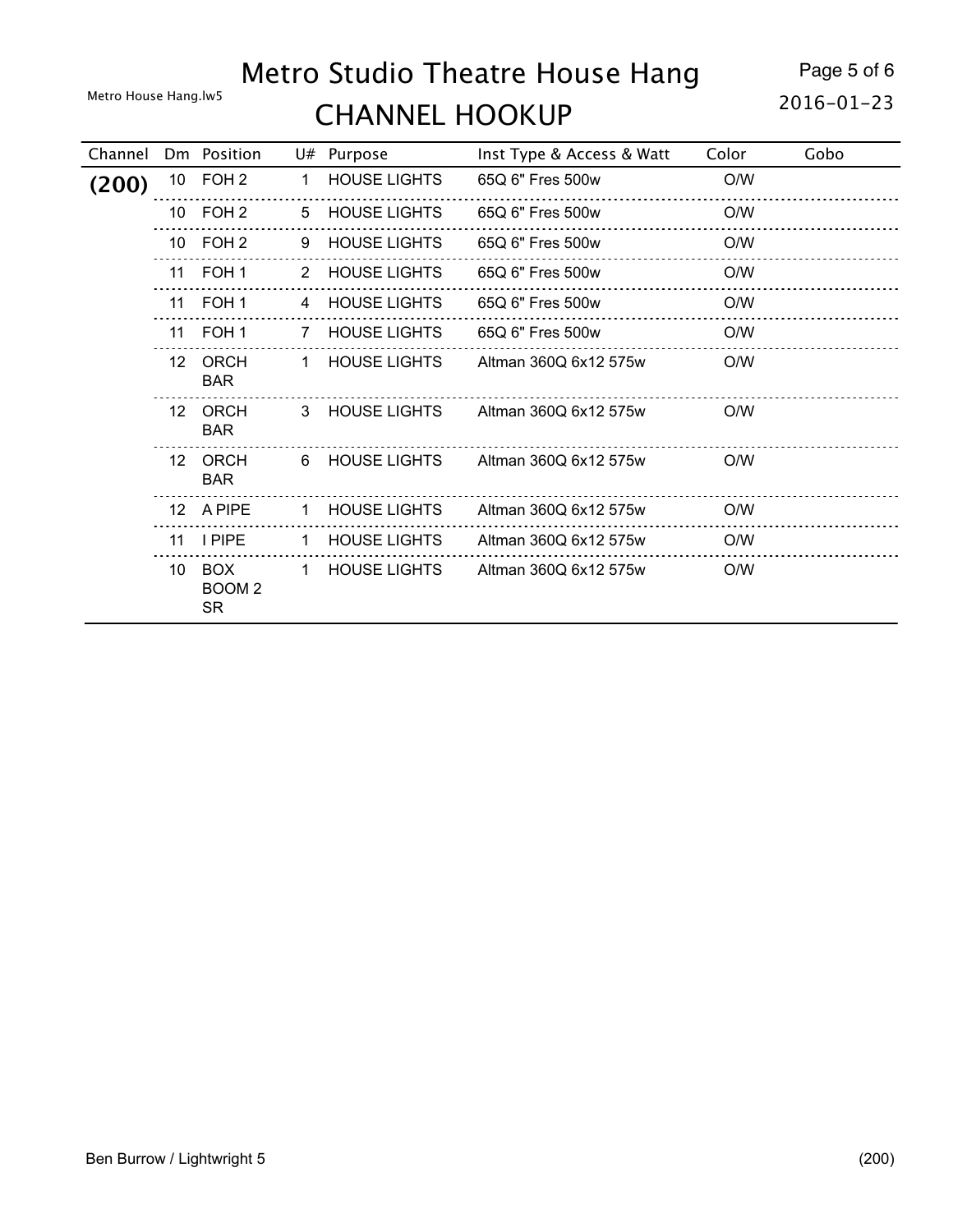# Metro Studio Theatre House Hang

## CHANNEL HOOKUP

Metro House Hang.lw5

2016-01-23

| Channel | Dm | Position | U# | Purpose | Inst Type & Access & Watt | Color | Gobo |
|---|---|---|---|---|---|---|---|
| **(200)** | 10 | FOH 2 | 1 | HOUSE LIGHTS | 65Q 6" Fres 500w | O/W | |
| | 10 | FOH 2 | 5 | HOUSE LIGHTS | 65Q 6" Fres 500w | O/W | |
| | 10 | FOH 2 | 9 | HOUSE LIGHTS | 65Q 6" Fres 500w | O/W | |
| | 11 | FOH 1 | 2 | HOUSE LIGHTS | 65Q 6" Fres 500w | O/W | |
| | 11 | FOH 1 | 4 | HOUSE LIGHTS | 65Q 6" Fres 500w | O/W | |
| | 11 | FOH 1 | 7 | HOUSE LIGHTS | 65Q 6" Fres 500w | O/W | |
| | 12 | ORCH BAR | 1 | HOUSE LIGHTS | Altman 360Q 6x12 575w | O/W | |
| | 12 | ORCH BAR | 3 | HOUSE LIGHTS | Altman 360Q 6x12 575w | O/W | |
| | 12 | ORCH BAR | 6 | HOUSE LIGHTS | Altman 360Q 6x12 575w | O/W | |
| | 12 | A PIPE | 1 | HOUSE LIGHTS | Altman 360Q 6x12 575w | O/W | |
| | 11 | I PIPE | 1 | HOUSE LIGHTS | Altman 360Q 6x12 575w | O/W | |
| | 10 | BOX BOOM 2 SR | 1 | HOUSE LIGHTS | Altman 360Q 6x12 575w | O/W | |

Ben Burrow / Lightwright 5

(200)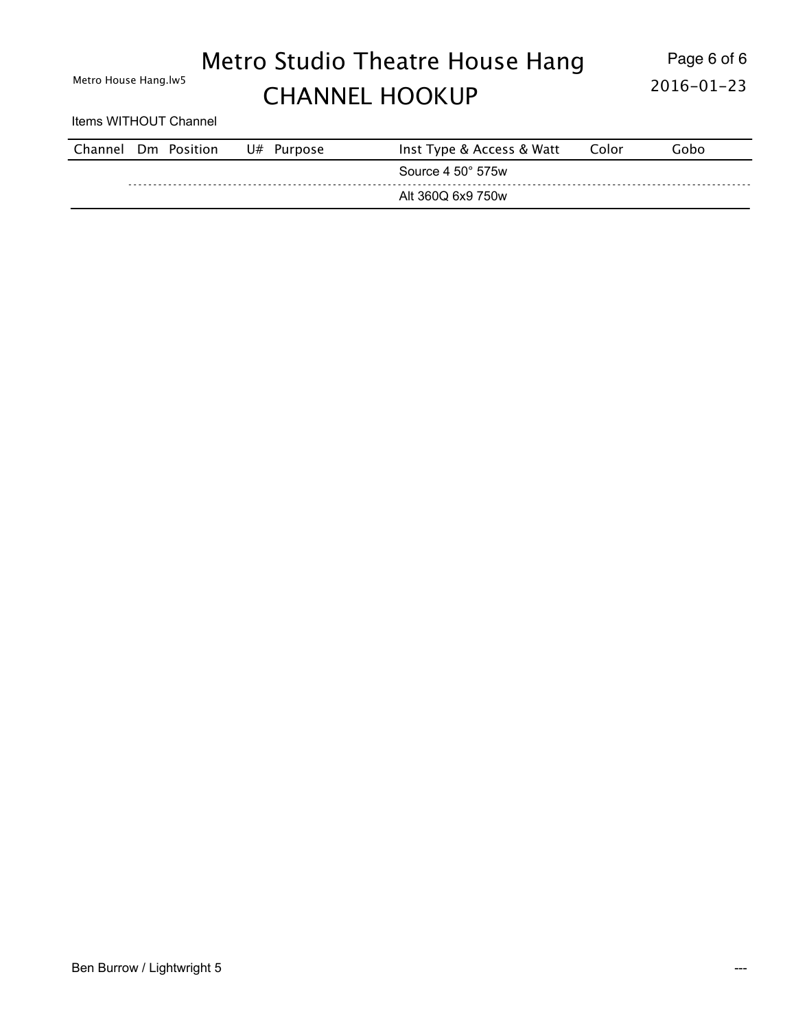# Metro Studio Theatre House Hang

## CHANNEL HOOKUP

Metro House Hang.lw5

2016-01-23

Items WITHOUT Channel

| Channel | Dm | Position | U# | Purpose | Inst Type & Access & Watt | Color | Gobo |
|---|---|---|---|---|---|---|---|
| | | | | | Source 4 50° 575w | | |
| | | | | | Alt 360Q 6x9 750w | | |

Ben Burrow / Lightwright 5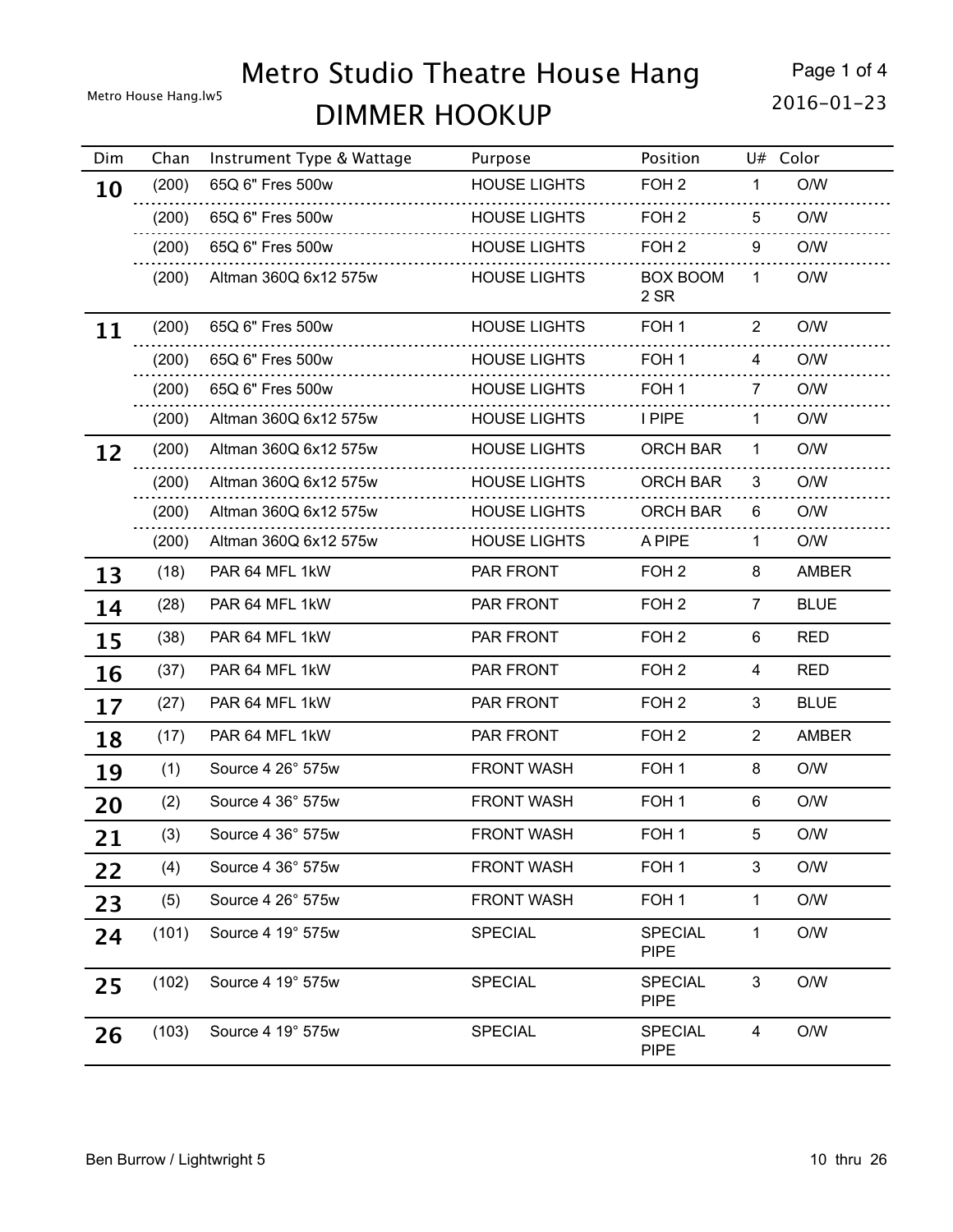# Metro Studio Theatre House Hang

## DIMMER HOOKUP

Metro House Hang.lw5

2016-01-23

| Dim | Chan | Instrument Type & Wattage | Purpose | Position | U# | Color |
|---|---|---|---|---|---|---|
| **10** | (200) | 65Q 6" Fres 500w | HOUSE LIGHTS | FOH 2 | 1 | O/W |
| | (200) | 65Q 6" Fres 500w | HOUSE LIGHTS | FOH 2 | 5 | O/W |
| | (200) | 65Q 6" Fres 500w | HOUSE LIGHTS | FOH 2 | 9 | O/W |
| | (200) | Altman 360Q 6x12 575w | HOUSE LIGHTS | BOX BOOM 2 SR | 1 | O/W |
| **11** | (200) | 65Q 6" Fres 500w | HOUSE LIGHTS | FOH 1 | 2 | O/W |
| | (200) | 65Q 6" Fres 500w | HOUSE LIGHTS | FOH 1 | 4 | O/W |
| | (200) | 65Q 6" Fres 500w | HOUSE LIGHTS | FOH 1 | 7 | O/W |
| | (200) | Altman 360Q 6x12 575w | HOUSE LIGHTS | I PIPE | 1 | O/W |
| **12** | (200) | Altman 360Q 6x12 575w | HOUSE LIGHTS | ORCH BAR | 1 | O/W |
| | (200) | Altman 360Q 6x12 575w | HOUSE LIGHTS | ORCH BAR | 3 | O/W |
| | (200) | Altman 360Q 6x12 575w | HOUSE LIGHTS | ORCH BAR | 6 | O/W |
| | (200) | Altman 360Q 6x12 575w | HOUSE LIGHTS | A PIPE | 1 | O/W |
| **13** | (18) | PAR 64 MFL 1kW | PAR FRONT | FOH 2 | 8 | AMBER |
| **14** | (28) | PAR 64 MFL 1kW | PAR FRONT | FOH 2 | 7 | BLUE |
| **15** | (38) | PAR 64 MFL 1kW | PAR FRONT | FOH 2 | 6 | RED |
| **16** | (37) | PAR 64 MFL 1kW | PAR FRONT | FOH 2 | 4 | RED |
| **17** | (27) | PAR 64 MFL 1kW | PAR FRONT | FOH 2 | 3 | BLUE |
| **18** | (17) | PAR 64 MFL 1kW | PAR FRONT | FOH 2 | 2 | AMBER |
| **19** | (1) | Source 4 26° 575w | FRONT WASH | FOH 1 | 8 | O/W |
| **20** | (2) | Source 4 36° 575w | FRONT WASH | FOH 1 | 6 | O/W |
| **21** | (3) | Source 4 36° 575w | FRONT WASH | FOH 1 | 5 | O/W |
| **22** | (4) | Source 4 36° 575w | FRONT WASH | FOH 1 | 3 | O/W |
| **23** | (5) | Source 4 26° 575w | FRONT WASH | FOH 1 | 1 | O/W |
| **24** | (101) | Source 4 19° 575w | SPECIAL | SPECIAL PIPE | 1 | O/W |
| **25** | (102) | Source 4 19° 575w | SPECIAL | SPECIAL PIPE | 3 | O/W |
| **26** | (103) | Source 4 19° 575w | SPECIAL | SPECIAL PIPE | 4 | O/W |

Ben Burrow / Lightwright 5

10 thru 26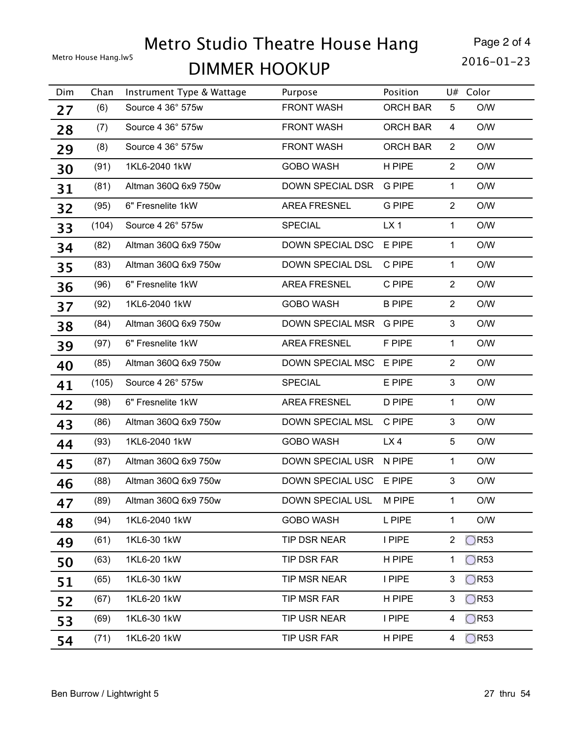# Metro Studio Theatre House Hang

Metro House Hang.lw5

## DIMMER HOOKUP

2016-01-23

| Dim | Chan | Instrument Type & Wattage | Purpose | Position | U# | Color |
|---|---|---|---|---|---|---|
| 27 | (6) | Source 4 36° 575w | FRONT WASH | ORCH BAR | 5 | O/W |
| 28 | (7) | Source 4 36° 575w | FRONT WASH | ORCH BAR | 4 | O/W |
| 29 | (8) | Source 4 36° 575w | FRONT WASH | ORCH BAR | 2 | O/W |
| 30 | (91) | 1KL6-2040 1kW | GOBO WASH | H PIPE | 2 | O/W |
| 31 | (81) | Altman 360Q 6x9 750w | DOWN SPECIAL DSR | G PIPE | 1 | O/W |
| 32 | (95) | 6" Fresnelite 1kW | AREA FRESNEL | G PIPE | 2 | O/W |
| 33 | (104) | Source 4 26° 575w | SPECIAL | LX 1 | 1 | O/W |
| 34 | (82) | Altman 360Q 6x9 750w | DOWN SPECIAL DSC | E PIPE | 1 | O/W |
| 35 | (83) | Altman 360Q 6x9 750w | DOWN SPECIAL DSL | C PIPE | 1 | O/W |
| 36 | (96) | 6" Fresnelite 1kW | AREA FRESNEL | C PIPE | 2 | O/W |
| 37 | (92) | 1KL6-2040 1kW | GOBO WASH | B PIPE | 2 | O/W |
| 38 | (84) | Altman 360Q 6x9 750w | DOWN SPECIAL MSR | G PIPE | 3 | O/W |
| 39 | (97) | 6" Fresnelite 1kW | AREA FRESNEL | F PIPE | 1 | O/W |
| 40 | (85) | Altman 360Q 6x9 750w | DOWN SPECIAL MSC | E PIPE | 2 | O/W |
| 41 | (105) | Source 4 26° 575w | SPECIAL | E PIPE | 3 | O/W |
| 42 | (98) | 6" Fresnelite 1kW | AREA FRESNEL | D PIPE | 1 | O/W |
| 43 | (86) | Altman 360Q 6x9 750w | DOWN SPECIAL MSL | C PIPE | 3 | O/W |
| 44 | (93) | 1KL6-2040 1kW | GOBO WASH | LX 4 | 5 | O/W |
| 45 | (87) | Altman 360Q 6x9 750w | DOWN SPECIAL USR | N PIPE | 1 | O/W |
| 46 | (88) | Altman 360Q 6x9 750w | DOWN SPECIAL USC | E PIPE | 3 | O/W |
| 47 | (89) | Altman 360Q 6x9 750w | DOWN SPECIAL USL | M PIPE | 1 | O/W |
| 48 | (94) | 1KL6-2040 1kW | GOBO WASH | L PIPE | 1 | O/W |
| 49 | (61) | 1KL6-30 1kW | TIP DSR NEAR | I PIPE | 2 | R53 |
| 50 | (63) | 1KL6-20 1kW | TIP DSR FAR | H PIPE | 1 | R53 |
| 51 | (65) | 1KL6-30 1kW | TIP MSR NEAR | I PIPE | 3 | R53 |
| 52 | (67) | 1KL6-20 1kW | TIP MSR FAR | H PIPE | 3 | R53 |
| 53 | (69) | 1KL6-30 1kW | TIP USR NEAR | I PIPE | 4 | R53 |
| 54 | (71) | 1KL6-20 1kW | TIP USR FAR | H PIPE | 4 | R53 |

Ben Burrow / Lightwright 5

27 thru 54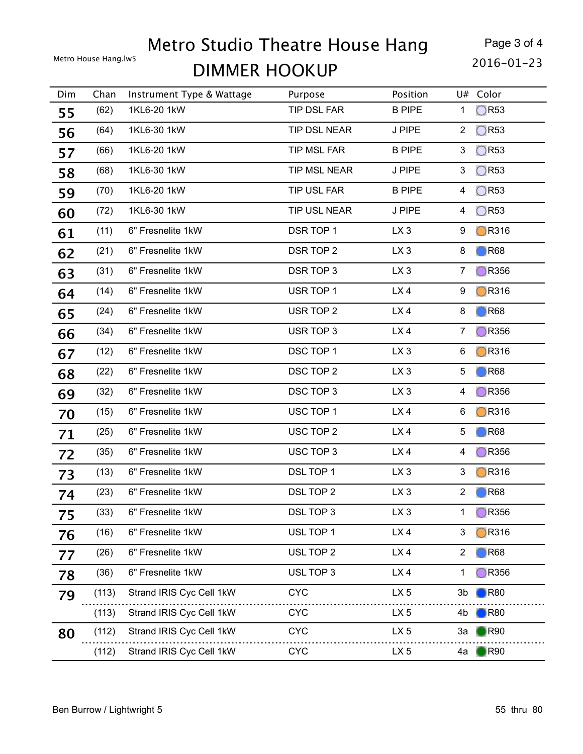# Metro Studio Theatre House Hang

Metro House Hang.lw5

## DIMMER HOOKUP

2016-01-23

| Dim | Chan | Instrument Type & Wattage | Purpose | Position | U# | Color |
|---|---|---|---|---|---|---|
| 55 | (62) | 1KL6-20 1kW | TIP DSL FAR | B PIPE | 1 | R53 |
| 56 | (64) | 1KL6-30 1kW | TIP DSL NEAR | J PIPE | 2 | R53 |
| 57 | (66) | 1KL6-20 1kW | TIP MSL FAR | B PIPE | 3 | R53 |
| 58 | (68) | 1KL6-30 1kW | TIP MSL NEAR | J PIPE | 3 | R53 |
| 59 | (70) | 1KL6-20 1kW | TIP USL FAR | B PIPE | 4 | R53 |
| 60 | (72) | 1KL6-30 1kW | TIP USL NEAR | J PIPE | 4 | R53 |
| 61 | (11) | 6" Fresnelite 1kW | DSR TOP 1 | LX 3 | 9 | R316 |
| 62 | (21) | 6" Fresnelite 1kW | DSR TOP 2 | LX 3 | 8 | R68 |
| 63 | (31) | 6" Fresnelite 1kW | DSR TOP 3 | LX 3 | 7 | R356 |
| 64 | (14) | 6" Fresnelite 1kW | USR TOP 1 | LX 4 | 9 | R316 |
| 65 | (24) | 6" Fresnelite 1kW | USR TOP 2 | LX 4 | 8 | R68 |
| 66 | (34) | 6" Fresnelite 1kW | USR TOP 3 | LX 4 | 7 | R356 |
| 67 | (12) | 6" Fresnelite 1kW | DSC TOP 1 | LX 3 | 6 | R316 |
| 68 | (22) | 6" Fresnelite 1kW | DSC TOP 2 | LX 3 | 5 | R68 |
| 69 | (32) | 6" Fresnelite 1kW | DSC TOP 3 | LX 3 | 4 | R356 |
| 70 | (15) | 6" Fresnelite 1kW | USC TOP 1 | LX 4 | 6 | R316 |
| 71 | (25) | 6" Fresnelite 1kW | USC TOP 2 | LX 4 | 5 | R68 |
| 72 | (35) | 6" Fresnelite 1kW | USC TOP 3 | LX 4 | 4 | R356 |
| 73 | (13) | 6" Fresnelite 1kW | DSL TOP 1 | LX 3 | 3 | R316 |
| 74 | (23) | 6" Fresnelite 1kW | DSL TOP 2 | LX 3 | 2 | R68 |
| 75 | (33) | 6" Fresnelite 1kW | DSL TOP 3 | LX 3 | 1 | R356 |
| 76 | (16) | 6" Fresnelite 1kW | USL TOP 1 | LX 4 | 3 | R316 |
| 77 | (26) | 6" Fresnelite 1kW | USL TOP 2 | LX 4 | 2 | R68 |
| 78 | (36) | 6" Fresnelite 1kW | USL TOP 3 | LX 4 | 1 | R356 |
| 79 | (113) | Strand IRIS Cyc Cell 1kW | CYC | LX 5 | 3b | R80 |
| | (113) | Strand IRIS Cyc Cell 1kW | CYC | LX 5 | 4b | R80 |
| 80 | (112) | Strand IRIS Cyc Cell 1kW | CYC | LX 5 | 3a | R90 |
| | (112) | Strand IRIS Cyc Cell 1kW | CYC | LX 5 | 4a | R90 |

Ben Burrow / Lightwright 5

55 thru 80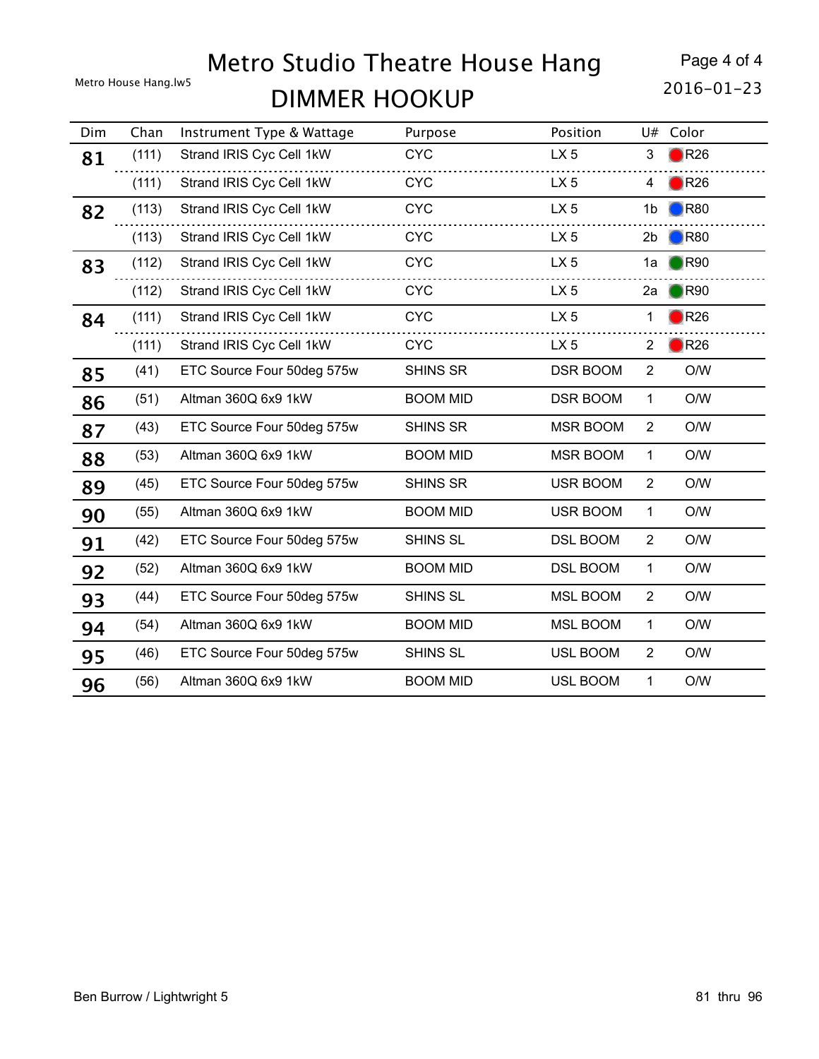# Metro Studio Theatre House Hang

## DIMMER HOOKUP

Metro House Hang.lw5

2016-01-23

| Dim | Chan | Instrument Type & Wattage | Purpose | Position | U# | Color |
|---|---|---|---|---|---|---|
| **81** | (111) | Strand IRIS Cyc Cell 1kW | CYC | LX 5 | 3 | R26 |
| | (111) | Strand IRIS Cyc Cell 1kW | CYC | LX 5 | 4 | R26 |
| **82** | (113) | Strand IRIS Cyc Cell 1kW | CYC | LX 5 | 1b | R80 |
| | (113) | Strand IRIS Cyc Cell 1kW | CYC | LX 5 | 2b | R80 |
| **83** | (112) | Strand IRIS Cyc Cell 1kW | CYC | LX 5 | 1a | R90 |
| | (112) | Strand IRIS Cyc Cell 1kW | CYC | LX 5 | 2a | R90 |
| **84** | (111) | Strand IRIS Cyc Cell 1kW | CYC | LX 5 | 1 | R26 |
| | (111) | Strand IRIS Cyc Cell 1kW | CYC | LX 5 | 2 | R26 |
| **85** | (41) | ETC Source Four 50deg 575w | SHINS SR | DSR BOOM | 2 | O/W |
| **86** | (51) | Altman 360Q 6x9 1kW | BOOM MID | DSR BOOM | 1 | O/W |
| **87** | (43) | ETC Source Four 50deg 575w | SHINS SR | MSR BOOM | 2 | O/W |
| **88** | (53) | Altman 360Q 6x9 1kW | BOOM MID | MSR BOOM | 1 | O/W |
| **89** | (45) | ETC Source Four 50deg 575w | SHINS SR | USR BOOM | 2 | O/W |
| **90** | (55) | Altman 360Q 6x9 1kW | BOOM MID | USR BOOM | 1 | O/W |
| **91** | (42) | ETC Source Four 50deg 575w | SHINS SL | DSL BOOM | 2 | O/W |
| **92** | (52) | Altman 360Q 6x9 1kW | BOOM MID | DSL BOOM | 1 | O/W |
| **93** | (44) | ETC Source Four 50deg 575w | SHINS SL | MSL BOOM | 2 | O/W |
| **94** | (54) | Altman 360Q 6x9 1kW | BOOM MID | MSL BOOM | 1 | O/W |
| **95** | (46) | ETC Source Four 50deg 575w | SHINS SL | USL BOOM | 2 | O/W |
| **96** | (56) | Altman 360Q 6x9 1kW | BOOM MID | USL BOOM | 1 | O/W |

Ben Burrow / Lightwright 5

81 thru 96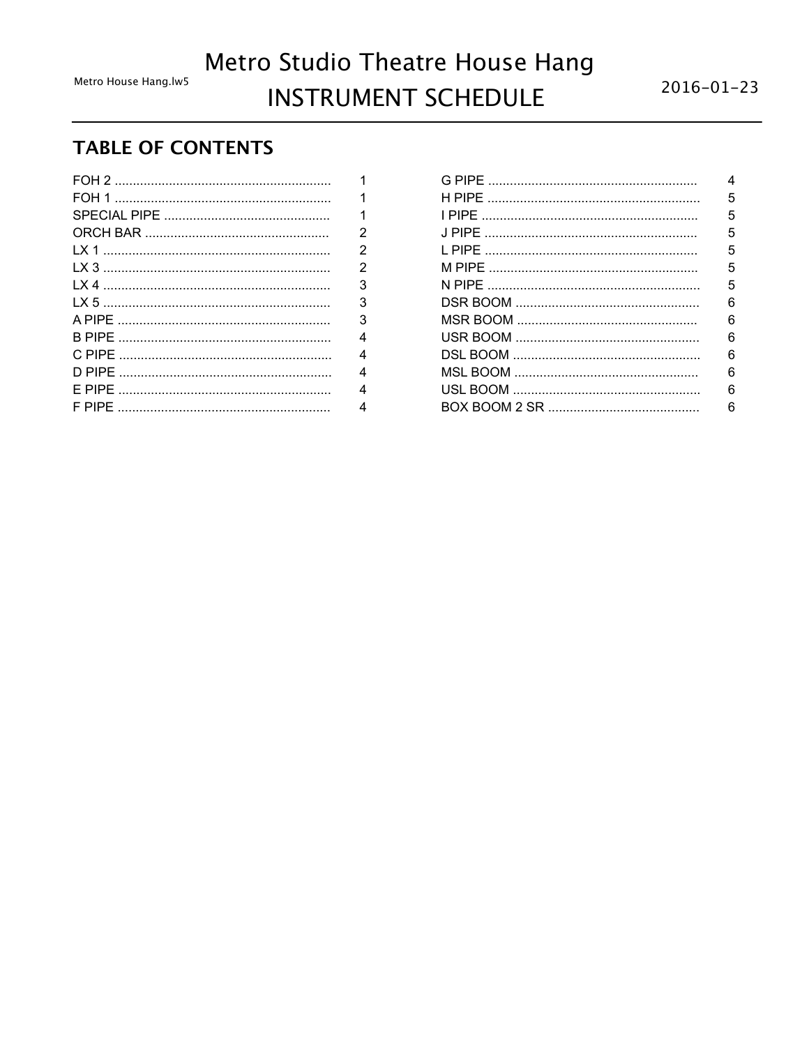Metro House Hang.lw5

# Metro Studio Theatre House Hang
# INSTRUMENT SCHEDULE

2016-01-23

## TABLE OF CONTENTS

| | |
|---|---|
| FOH 2 | 1 |
| FOH 1 | 1 |
| SPECIAL PIPE | 1 |
| ORCH BAR | 2 |
| LX 1 | 2 |
| LX 3 | 2 |
| LX 4 | 3 |
| LX 5 | 3 |
| A PIPE | 3 |
| B PIPE | 4 |
| C PIPE | 4 |
| D PIPE | 4 |
| E PIPE | 4 |
| F PIPE | 4 |
| G PIPE | 4 |
| H PIPE | 5 |
| I PIPE | 5 |
| J PIPE | 5 |
| L PIPE | 5 |
| M PIPE | 5 |
| N PIPE | 5 |
| DSR BOOM | 6 |
| MSR BOOM | 6 |
| USR BOOM | 6 |
| DSL BOOM | 6 |
| MSL BOOM | 6 |
| USL BOOM | 6 |
| BOX BOOM 2 SR | 6 |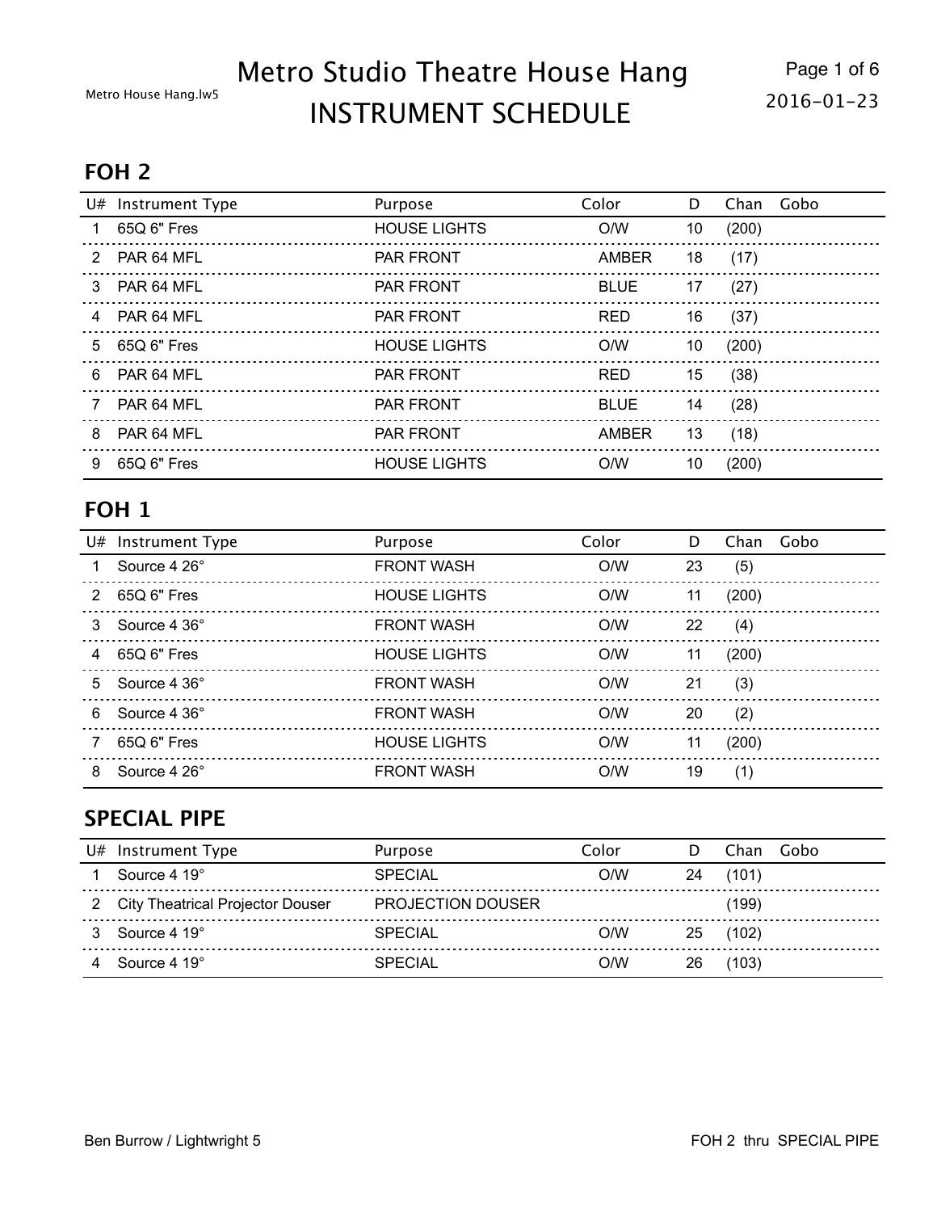# Metro Studio Theatre House Hang
# INSTRUMENT SCHEDULE

Metro House Hang.lw5

2016-01-23

## FOH 2

| U# | Instrument Type | Purpose | Color | D | Chan | Gobo |
|---|---|---|---|---|---|---|
| 1 | 65Q 6" Fres | HOUSE LIGHTS | O/W | 10 | (200) | |
| 2 | PAR 64 MFL | PAR FRONT | AMBER | 18 | (17) | |
| 3 | PAR 64 MFL | PAR FRONT | BLUE | 17 | (27) | |
| 4 | PAR 64 MFL | PAR FRONT | RED | 16 | (37) | |
| 5 | 65Q 6" Fres | HOUSE LIGHTS | O/W | 10 | (200) | |
| 6 | PAR 64 MFL | PAR FRONT | RED | 15 | (38) | |
| 7 | PAR 64 MFL | PAR FRONT | BLUE | 14 | (28) | |
| 8 | PAR 64 MFL | PAR FRONT | AMBER | 13 | (18) | |
| 9 | 65Q 6" Fres | HOUSE LIGHTS | O/W | 10 | (200) | |

## FOH 1

| U# | Instrument Type | Purpose | Color | D | Chan | Gobo |
|---|---|---|---|---|---|---|
| 1 | Source 4 26° | FRONT WASH | O/W | 23 | (5) | |
| 2 | 65Q 6" Fres | HOUSE LIGHTS | O/W | 11 | (200) | |
| 3 | Source 4 36° | FRONT WASH | O/W | 22 | (4) | |
| 4 | 65Q 6" Fres | HOUSE LIGHTS | O/W | 11 | (200) | |
| 5 | Source 4 36° | FRONT WASH | O/W | 21 | (3) | |
| 6 | Source 4 36° | FRONT WASH | O/W | 20 | (2) | |
| 7 | 65Q 6" Fres | HOUSE LIGHTS | O/W | 11 | (200) | |
| 8 | Source 4 26° | FRONT WASH | O/W | 19 | (1) | |

## SPECIAL PIPE

| U# | Instrument Type | Purpose | Color | D | Chan | Gobo |
|---|---|---|---|---|---|---|
| 1 | Source 4 19° | SPECIAL | O/W | 24 | (101) | |
| 2 | City Theatrical Projector Douser | PROJECTION DOUSER | | | (199) | |
| 3 | Source 4 19° | SPECIAL | O/W | 25 | (102) | |
| 4 | Source 4 19° | SPECIAL | O/W | 26 | (103) | |

Ben Burrow / Lightwright 5

FOH 2 thru SPECIAL PIPE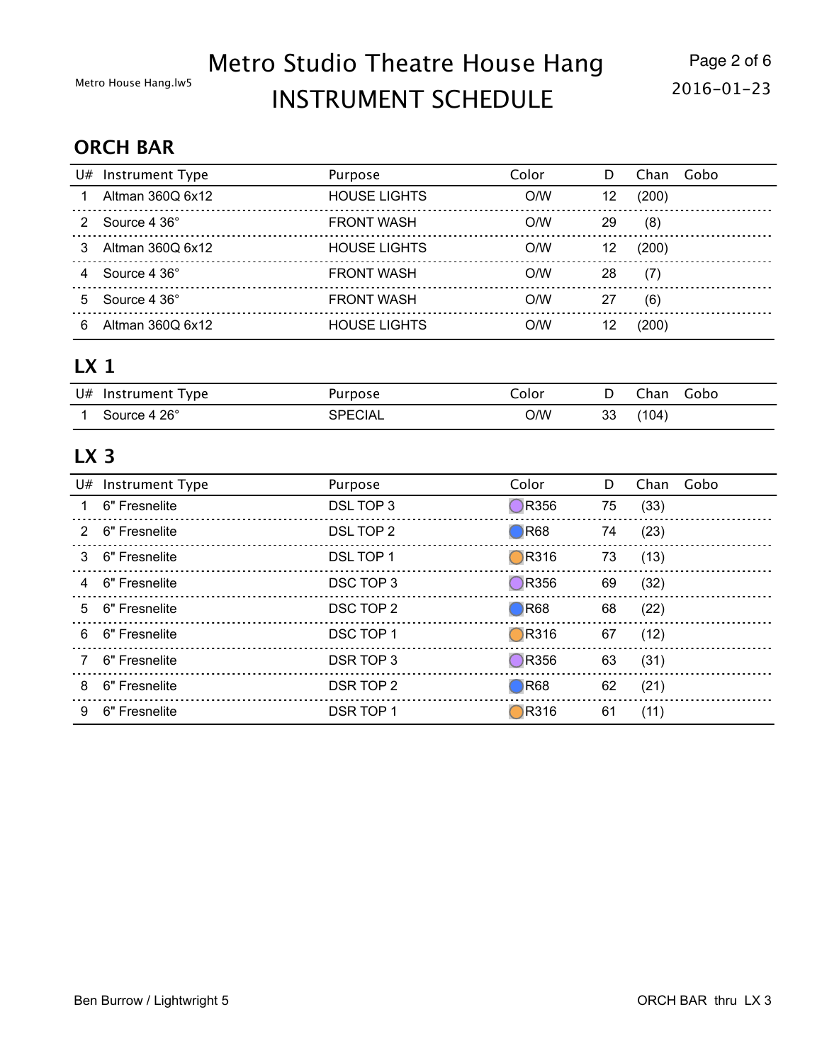# Metro Studio Theatre House Hang
# INSTRUMENT SCHEDULE

## ORCH BAR

| U# | Instrument Type | Purpose | Color | D | Chan | Gobo |
|---|---|---|---|---|---|---|
| 1 | Altman 360Q 6x12 | HOUSE LIGHTS | O/W | 12 | (200) | |
| 2 | Source 4 36° | FRONT WASH | O/W | 29 | (8) | |
| 3 | Altman 360Q 6x12 | HOUSE LIGHTS | O/W | 12 | (200) | |
| 4 | Source 4 36° | FRONT WASH | O/W | 28 | (7) | |
| 5 | Source 4 36° | FRONT WASH | O/W | 27 | (6) | |
| 6 | Altman 360Q 6x12 | HOUSE LIGHTS | O/W | 12 | (200) | |

## LX 1

| U# | Instrument Type | Purpose | Color | D | Chan | Gobo |
|---|---|---|---|---|---|---|
| 1 | Source 4 26° | SPECIAL | O/W | 33 | (104) | |

## LX 3

| U# | Instrument Type | Purpose | Color | D | Chan | Gobo |
|---|---|---|---|---|---|---|
| 1 | 6" Fresnelite | DSL TOP 3 | R356 | 75 | (33) | |
| 2 | 6" Fresnelite | DSL TOP 2 | R68 | 74 | (23) | |
| 3 | 6" Fresnelite | DSL TOP 1 | R316 | 73 | (13) | |
| 4 | 6" Fresnelite | DSC TOP 3 | R356 | 69 | (32) | |
| 5 | 6" Fresnelite | DSC TOP 2 | R68 | 68 | (22) | |
| 6 | 6" Fresnelite | DSC TOP 1 | R316 | 67 | (12) | |
| 7 | 6" Fresnelite | DSR TOP 3 | R356 | 63 | (31) | |
| 8 | 6" Fresnelite | DSR TOP 2 | R68 | 62 | (21) | |
| 9 | 6" Fresnelite | DSR TOP 1 | R316 | 61 | (11) | |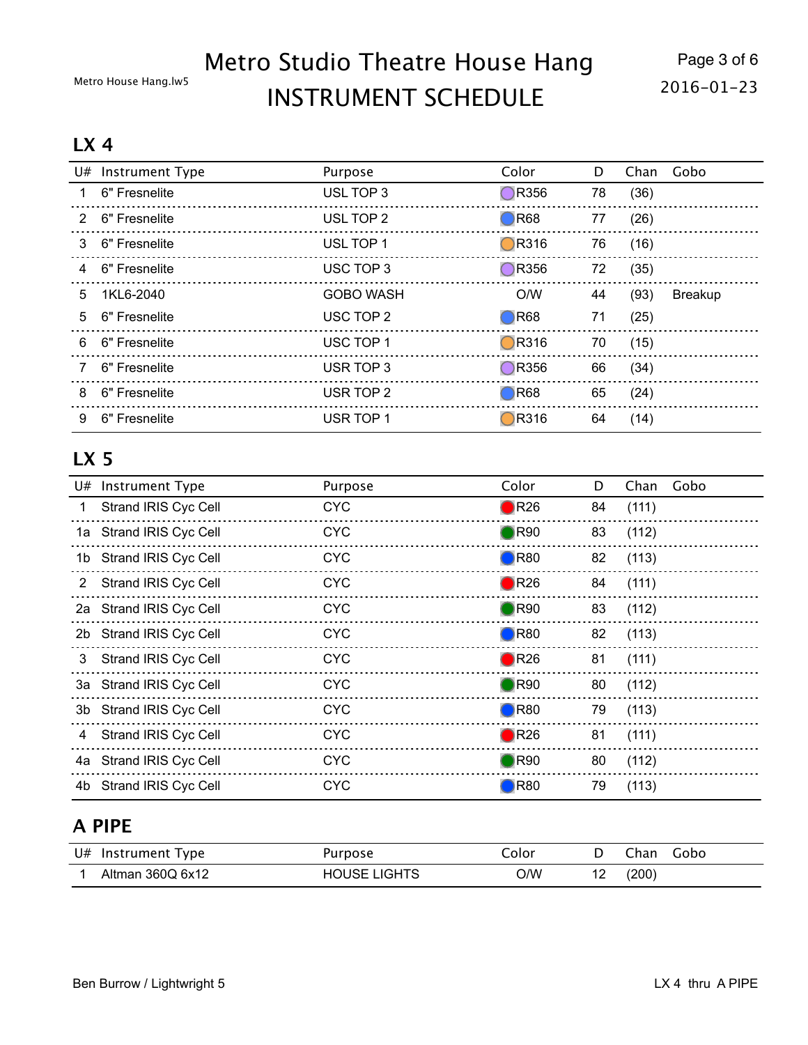# Metro Studio Theatre House Hang
# INSTRUMENT SCHEDULE

Metro House Hang.lw5

2016-01-23

## LX 4

| U# | Instrument Type | Purpose | Color | D | Chan | Gobo |
|---|---|---|---|---|---|---|
| 1 | 6" Fresnelite | USL TOP 3 | R356 | 78 | (36) | |
| 2 | 6" Fresnelite | USL TOP 2 | R68 | 77 | (26) | |
| 3 | 6" Fresnelite | USL TOP 1 | R316 | 76 | (16) | |
| 4 | 6" Fresnelite | USC TOP 3 | R356 | 72 | (35) | |
| 5 | 1KL6-2040 | GOBO WASH | O/W | 44 | (93) | Breakup |
| 5 | 6" Fresnelite | USC TOP 2 | R68 | 71 | (25) | |
| 6 | 6" Fresnelite | USC TOP 1 | R316 | 70 | (15) | |
| 7 | 6" Fresnelite | USR TOP 3 | R356 | 66 | (34) | |
| 8 | 6" Fresnelite | USR TOP 2 | R68 | 65 | (24) | |
| 9 | 6" Fresnelite | USR TOP 1 | R316 | 64 | (14) | |

## LX 5

| U# | Instrument Type | Purpose | Color | D | Chan | Gobo |
|---|---|---|---|---|---|---|
| 1 | Strand IRIS Cyc Cell | CYC | R26 | 84 | (111) | |
| 1a | Strand IRIS Cyc Cell | CYC | R90 | 83 | (112) | |
| 1b | Strand IRIS Cyc Cell | CYC | R80 | 82 | (113) | |
| 2 | Strand IRIS Cyc Cell | CYC | R26 | 84 | (111) | |
| 2a | Strand IRIS Cyc Cell | CYC | R90 | 83 | (112) | |
| 2b | Strand IRIS Cyc Cell | CYC | R80 | 82 | (113) | |
| 3 | Strand IRIS Cyc Cell | CYC | R26 | 81 | (111) | |
| 3a | Strand IRIS Cyc Cell | CYC | R90 | 80 | (112) | |
| 3b | Strand IRIS Cyc Cell | CYC | R80 | 79 | (113) | |
| 4 | Strand IRIS Cyc Cell | CYC | R26 | 81 | (111) | |
| 4a | Strand IRIS Cyc Cell | CYC | R90 | 80 | (112) | |
| 4b | Strand IRIS Cyc Cell | CYC | R80 | 79 | (113) | |

## A PIPE

| U# | Instrument Type | Purpose | Color | D | Chan | Gobo |
|---|---|---|---|---|---|---|
| 1 | Altman 360Q 6x12 | HOUSE LIGHTS | O/W | 12 | (200) | |

Ben Burrow / Lightwright 5

LX 4 thru A PIPE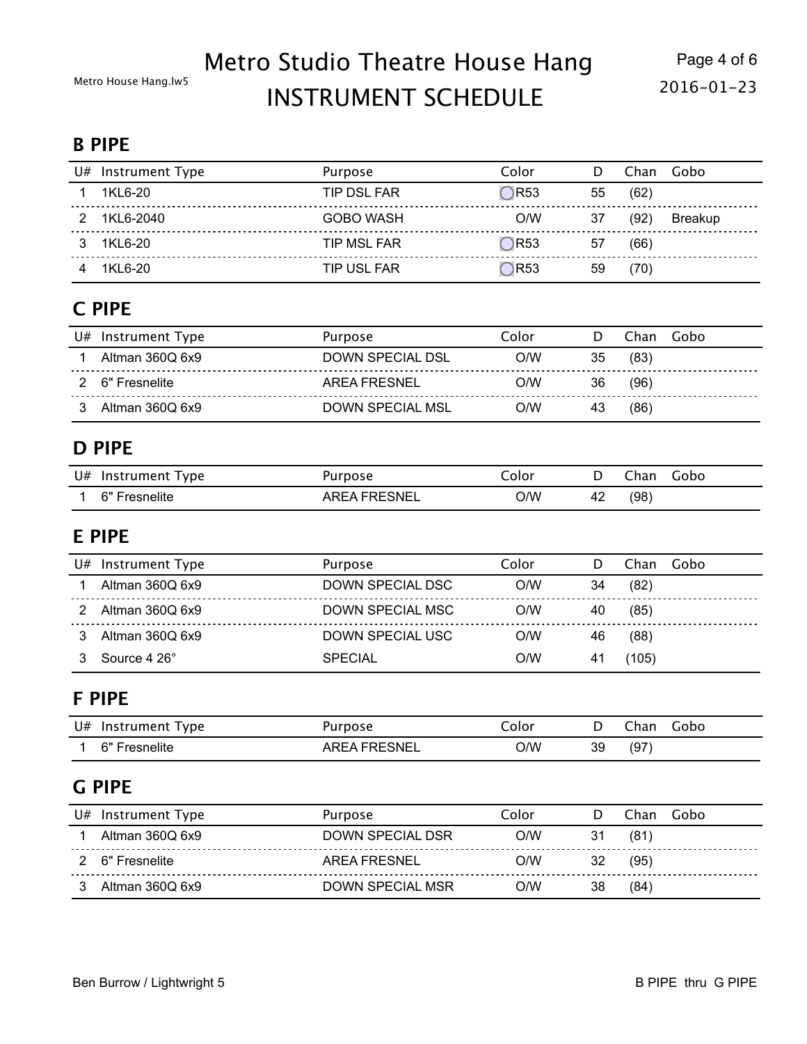# Metro Studio Theatre House Hang

# INSTRUMENT SCHEDULE

## B PIPE

| U# | Instrument Type | Purpose | Color | D | Chan | Gobo |
|---|---|---|---|---|---|---|
| 1 | 1KL6-20 | TIP DSL FAR | R53 | 55 | (62) | |
| 2 | 1KL6-2040 | GOBO WASH | O/W | 37 | (92) | Breakup |
| 3 | 1KL6-20 | TIP MSL FAR | R53 | 57 | (66) | |
| 4 | 1KL6-20 | TIP USL FAR | R53 | 59 | (70) | |

## C PIPE

| U# | Instrument Type | Purpose | Color | D | Chan | Gobo |
|---|---|---|---|---|---|---|
| 1 | Altman 360Q 6x9 | DOWN SPECIAL DSL | O/W | 35 | (83) | |
| 2 | 6" Fresnelite | AREA FRESNEL | O/W | 36 | (96) | |
| 3 | Altman 360Q 6x9 | DOWN SPECIAL MSL | O/W | 43 | (86) | |

## D PIPE

| U# | Instrument Type | Purpose | Color | D | Chan | Gobo |
|---|---|---|---|---|---|---|
| 1 | 6" Fresnelite | AREA FRESNEL | O/W | 42 | (98) | |

## E PIPE

| U# | Instrument Type | Purpose | Color | D | Chan | Gobo |
|---|---|---|---|---|---|---|
| 1 | Altman 360Q 6x9 | DOWN SPECIAL DSC | O/W | 34 | (82) | |
| 2 | Altman 360Q 6x9 | DOWN SPECIAL MSC | O/W | 40 | (85) | |
| 3 | Altman 360Q 6x9 | DOWN SPECIAL USC | O/W | 46 | (88) | |
| 3 | Source 4 26° | SPECIAL | O/W | 41 | (105) | |

## F PIPE

| U# | Instrument Type | Purpose | Color | D | Chan | Gobo |
|---|---|---|---|---|---|---|
| 1 | 6" Fresnelite | AREA FRESNEL | O/W | 39 | (97) | |

## G PIPE

| U# | Instrument Type | Purpose | Color | D | Chan | Gobo |
|---|---|---|---|---|---|---|
| 1 | Altman 360Q 6x9 | DOWN SPECIAL DSR | O/W | 31 | (81) | |
| 2 | 6" Fresnelite | AREA FRESNEL | O/W | 32 | (95) | |
| 3 | Altman 360Q 6x9 | DOWN SPECIAL MSR | O/W | 38 | (84) | |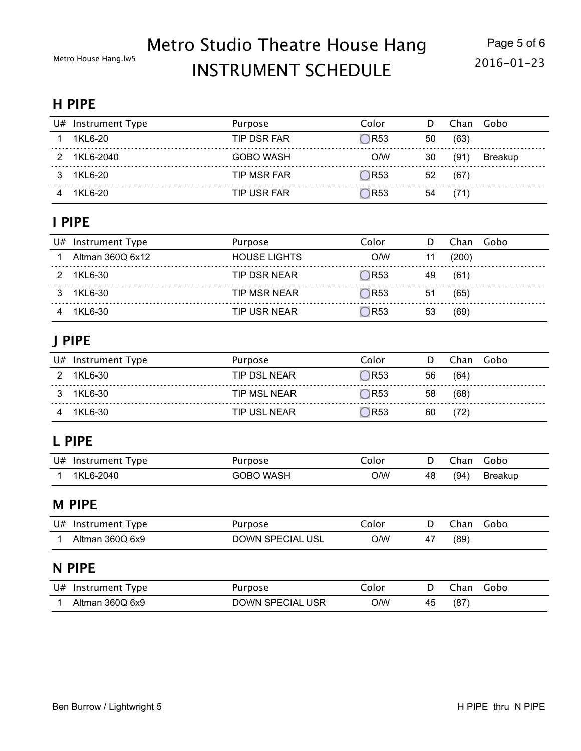# Metro Studio Theatre House Hang
# INSTRUMENT SCHEDULE

## H PIPE

| U# | Instrument Type | Purpose | Color | D | Chan | Gobo |
|---|---|---|---|---|---|---|
| 1 | 1KL6-20 | TIP DSR FAR | R53 | 50 | (63) | |
| 2 | 1KL6-2040 | GOBO WASH | O/W | 30 | (91) | Breakup |
| 3 | 1KL6-20 | TIP MSR FAR | R53 | 52 | (67) | |
| 4 | 1KL6-20 | TIP USR FAR | R53 | 54 | (71) | |

## I PIPE

| U# | Instrument Type | Purpose | Color | D | Chan | Gobo |
|---|---|---|---|---|---|---|
| 1 | Altman 360Q 6x12 | HOUSE LIGHTS | O/W | 11 | (200) | |
| 2 | 1KL6-30 | TIP DSR NEAR | R53 | 49 | (61) | |
| 3 | 1KL6-30 | TIP MSR NEAR | R53 | 51 | (65) | |
| 4 | 1KL6-30 | TIP USR NEAR | R53 | 53 | (69) | |

## J PIPE

| U# | Instrument Type | Purpose | Color | D | Chan | Gobo |
|---|---|---|---|---|---|---|
| 2 | 1KL6-30 | TIP DSL NEAR | R53 | 56 | (64) | |
| 3 | 1KL6-30 | TIP MSL NEAR | R53 | 58 | (68) | |
| 4 | 1KL6-30 | TIP USL NEAR | R53 | 60 | (72) | |

## L PIPE

| U# | Instrument Type | Purpose | Color | D | Chan | Gobo |
|---|---|---|---|---|---|---|
| 1 | 1KL6-2040 | GOBO WASH | O/W | 48 | (94) | Breakup |

## M PIPE

| U# | Instrument Type | Purpose | Color | D | Chan | Gobo |
|---|---|---|---|---|---|---|
| 1 | Altman 360Q 6x9 | DOWN SPECIAL USL | O/W | 47 | (89) | |

## N PIPE

| U# | Instrument Type | Purpose | Color | D | Chan | Gobo |
|---|---|---|---|---|---|---|
| 1 | Altman 360Q 6x9 | DOWN SPECIAL USR | O/W | 45 | (87) | |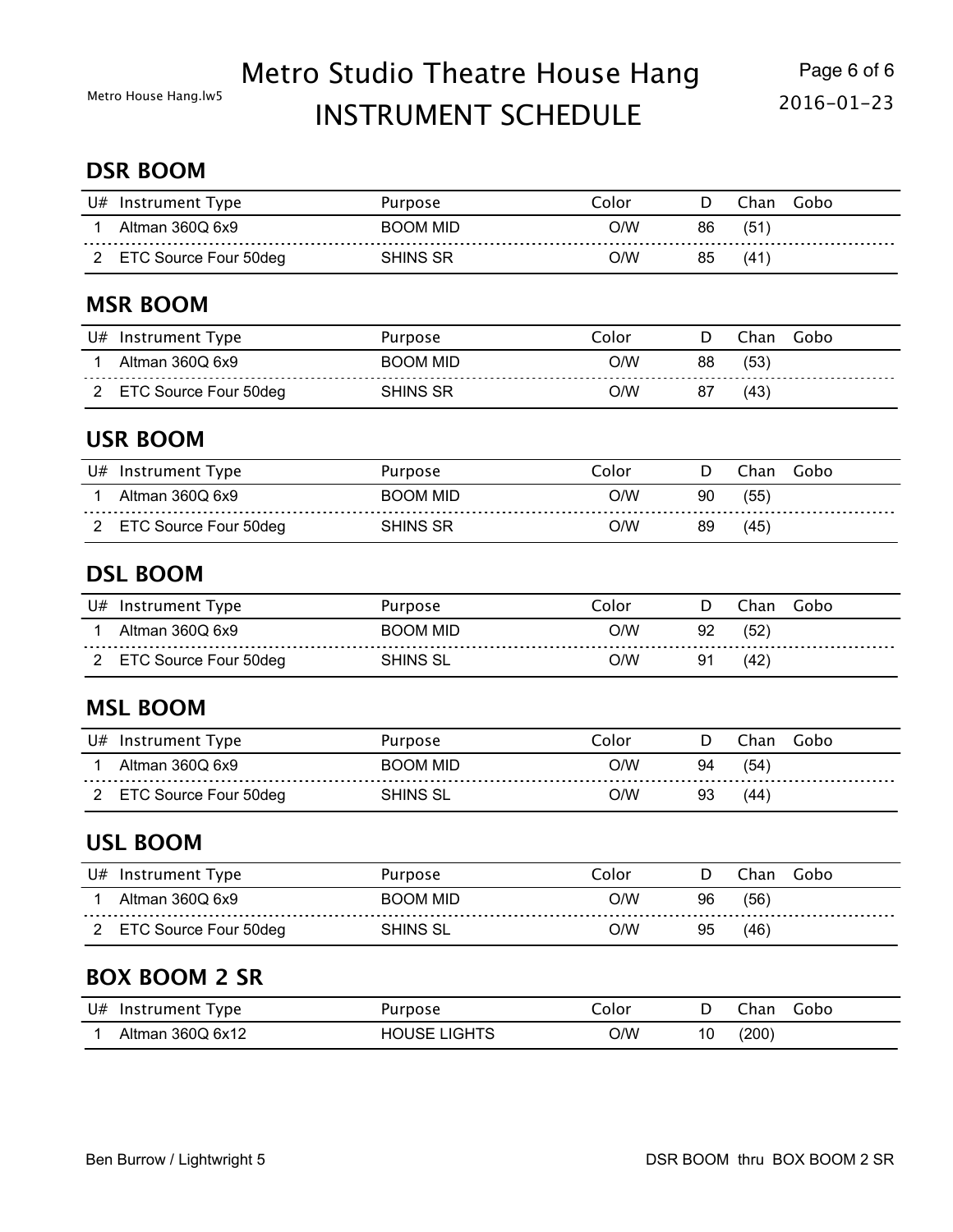# Metro Studio Theatre House Hang
# INSTRUMENT SCHEDULE

## DSR BOOM

| U# | Instrument Type | Purpose | Color | D | Chan | Gobo |
|---|---|---|---|---|---|---|
| 1 | Altman 360Q 6x9 | BOOM MID | O/W | 86 | (51) | |
| 2 | ETC Source Four 50deg | SHINS SR | O/W | 85 | (41) | |

## MSR BOOM

| U# | Instrument Type | Purpose | Color | D | Chan | Gobo |
|---|---|---|---|---|---|---|
| 1 | Altman 360Q 6x9 | BOOM MID | O/W | 88 | (53) | |
| 2 | ETC Source Four 50deg | SHINS SR | O/W | 87 | (43) | |

## USR BOOM

| U# | Instrument Type | Purpose | Color | D | Chan | Gobo |
|---|---|---|---|---|---|---|
| 1 | Altman 360Q 6x9 | BOOM MID | O/W | 90 | (55) | |
| 2 | ETC Source Four 50deg | SHINS SR | O/W | 89 | (45) | |

## DSL BOOM

| U# | Instrument Type | Purpose | Color | D | Chan | Gobo |
|---|---|---|---|---|---|---|
| 1 | Altman 360Q 6x9 | BOOM MID | O/W | 92 | (52) | |
| 2 | ETC Source Four 50deg | SHINS SL | O/W | 91 | (42) | |

## MSL BOOM

| U# | Instrument Type | Purpose | Color | D | Chan | Gobo |
|---|---|---|---|---|---|---|
| 1 | Altman 360Q 6x9 | BOOM MID | O/W | 94 | (54) | |
| 2 | ETC Source Four 50deg | SHINS SL | O/W | 93 | (44) | |

## USL BOOM

| U# | Instrument Type | Purpose | Color | D | Chan | Gobo |
|---|---|---|---|---|---|---|
| 1 | Altman 360Q 6x9 | BOOM MID | O/W | 96 | (56) | |
| 2 | ETC Source Four 50deg | SHINS SL | O/W | 95 | (46) | |

## BOX BOOM 2 SR

| U# | Instrument Type | Purpose | Color | D | Chan | Gobo |
|---|---|---|---|---|---|---|
| 1 | Altman 360Q 6x12 | HOUSE LIGHTS | O/W | 10 | (200) | |